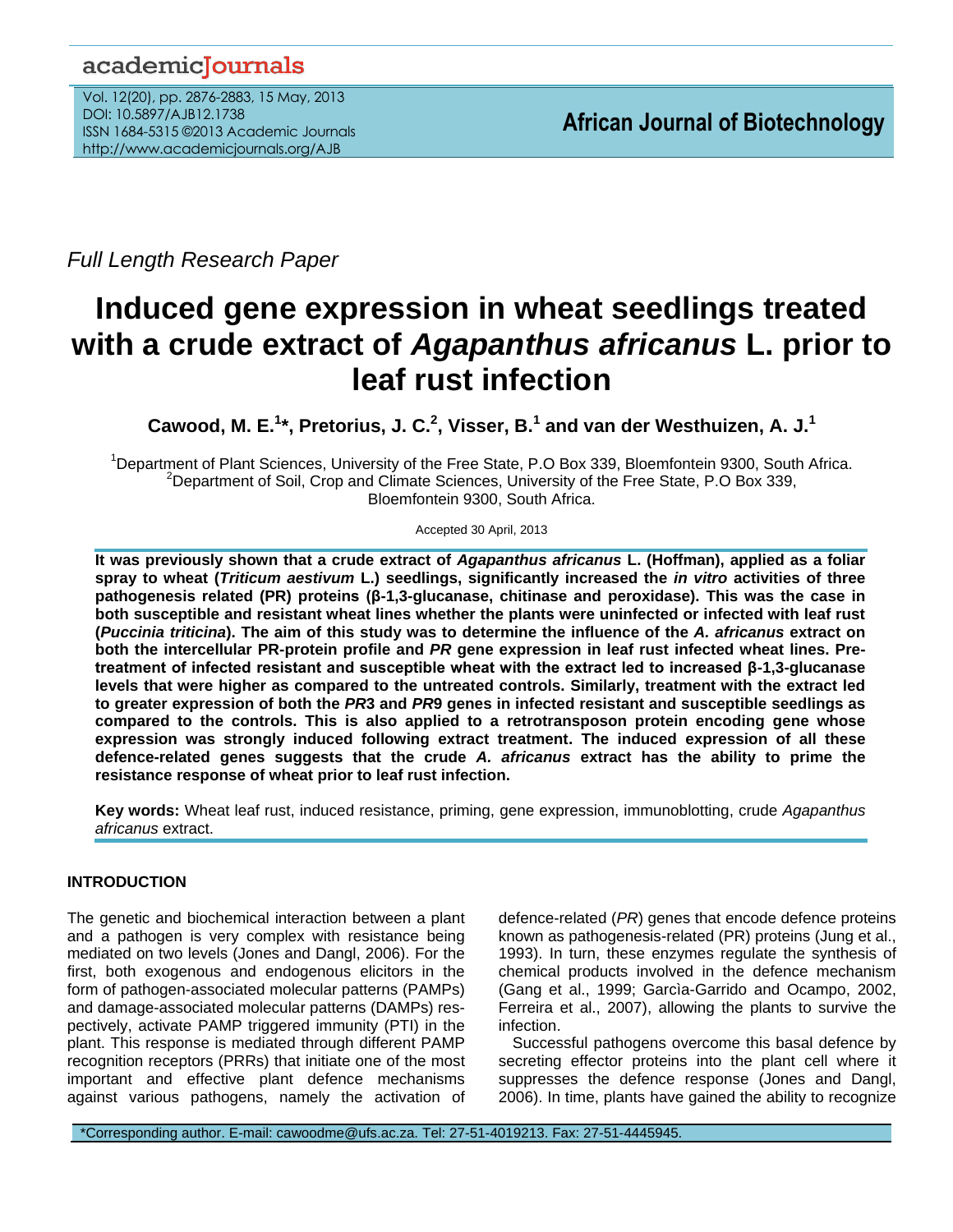Full Length Research Paper

# Induced gene expression in wheat seedlings treated with a crude extract of *Agapanthus africanus* L. prior to leaf rust infection

**Cawood, M. E.[1]\*, Pretorius, J. C.[2], Visser, B.[1] and van der Westhuizen, A. J.[1]**

[1]Department of Plant Sciences, University of the Free State, P.O Box 339, Bloemfontein 9300, South Africa.
[2]Department of Soil, Crop and Climate Sciences, University of the Free State, P.O Box 339, Bloemfontein 9300, South Africa.

Accepted 30 April, 2013

**It was previously shown that a crude extract of *Agapanthus africanus* L. (Hoffman), applied as a foliar spray to wheat (*Triticum aestivum* L.) seedlings, significantly increased the *in vitro* activities of three pathogenesis related (PR) proteins (β-1,3-glucanase, chitinase and peroxidase). This was the case in both susceptible and resistant wheat lines whether the plants were uninfected or infected with leaf rust (*Puccinia triticina*). The aim of this study was to determine the influence of the *A. africanus* extract on both the intercellular PR-protein profile and *PR* gene expression in leaf rust infected wheat lines. Pre-treatment of infected resistant and susceptible wheat with the extract led to increased β-1,3-glucanase levels that were higher as compared to the untreated controls. Similarly, treatment with the extract led to greater expression of both the *PR*3 and *PR*9 genes in infected resistant and susceptible seedlings as compared to the controls. This is also applied to a retrotransposon protein encoding gene whose expression was strongly induced following extract treatment. The induced expression of all these defence-related genes suggests that the crude *A. africanus* extract has the ability to prime the resistance response of wheat prior to leaf rust infection.**

**Key words:** Wheat leaf rust, induced resistance, priming, gene expression, immunoblotting, crude *Agapanthus africanus* extract.

## INTRODUCTION

The genetic and biochemical interaction between a plant and a pathogen is very complex with resistance being mediated on two levels (Jones and Dangl, 2006). For the first, both exogenous and endogenous elicitors in the form of pathogen-associated molecular patterns (PAMPs) and damage-associated molecular patterns (DAMPs) respectively, activate PAMP triggered immunity (PTI) in the plant. This response is mediated through different PAMP recognition receptors (PRRs) that initiate one of the most important and effective plant defence mechanisms against various pathogens, namely the activation of defence-related (*PR*) genes that encode defence proteins known as pathogenesis-related (PR) proteins (Jung et al., 1993). In turn, these enzymes regulate the synthesis of chemical products involved in the defence mechanism (Gang et al., 1999; Garcìa-Garrido and Ocampo, 2002, Ferreira et al., 2007), allowing the plants to survive the infection.

Successful pathogens overcome this basal defence by secreting effector proteins into the plant cell where it suppresses the defence response (Jones and Dangl, 2006). In time, plants have gained the ability to recognize

\*Corresponding author. E-mail: cawoodme@ufs.ac.za. Tel: 27-51-4019213. Fax: 27-51-4445945.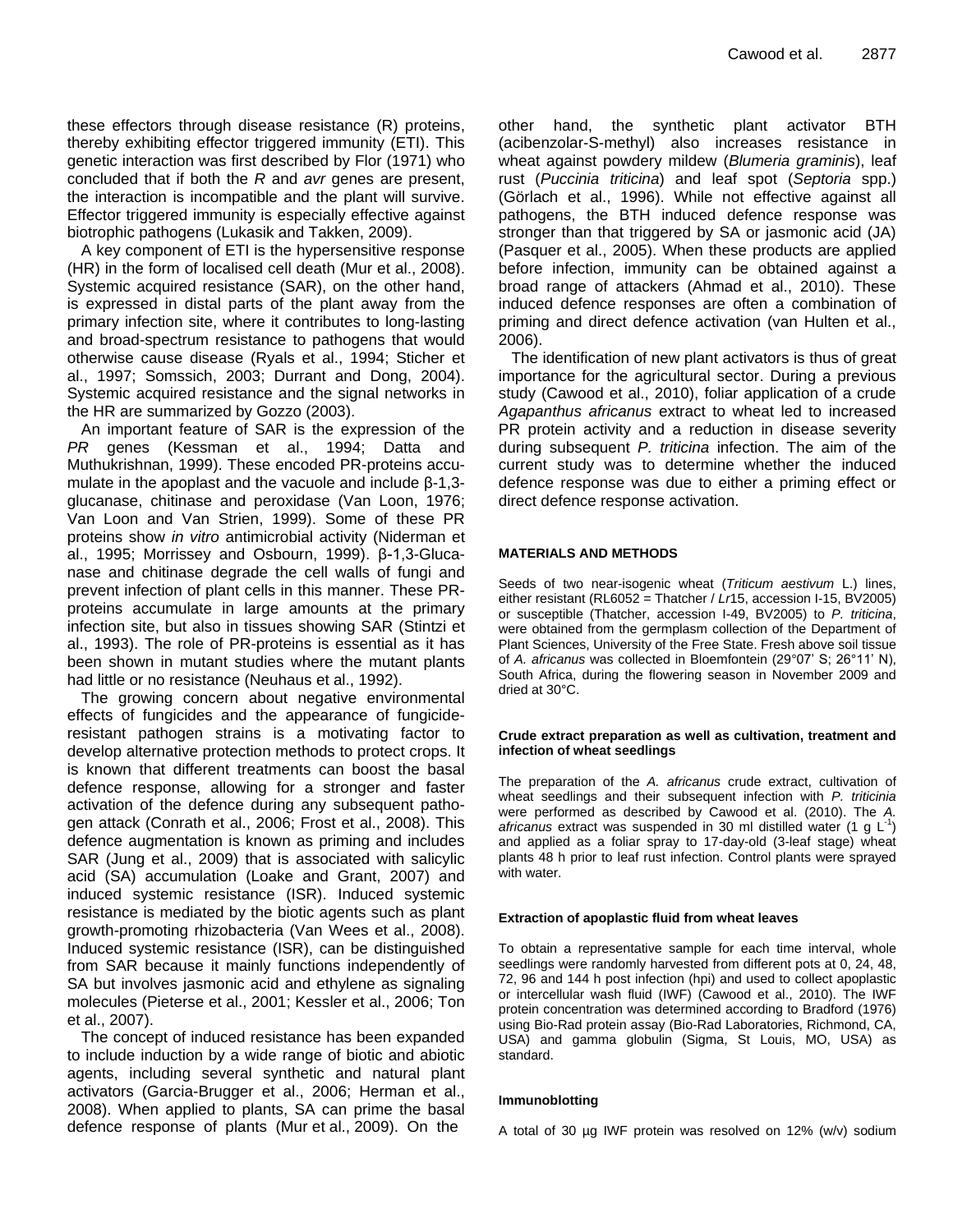these effectors through disease resistance (R) proteins, thereby exhibiting effector triggered immunity (ETI). This genetic interaction was first described by Flor (1971) who concluded that if both the *R* and *avr* genes are present, the interaction is incompatible and the plant will survive. Effector triggered immunity is especially effective against biotrophic pathogens (Lukasik and Takken, 2009).

A key component of ETI is the hypersensitive response (HR) in the form of localised cell death (Mur et al., 2008). Systemic acquired resistance (SAR), on the other hand, is expressed in distal parts of the plant away from the primary infection site, where it contributes to long-lasting and broad-spectrum resistance to pathogens that would otherwise cause disease (Ryals et al., 1994; Sticher et al., 1997; Somssich, 2003; Durrant and Dong, 2004). Systemic acquired resistance and the signal networks in the HR are summarized by Gozzo (2003).

An important feature of SAR is the expression of the *PR* genes (Kessman et al., 1994; Datta and Muthukrishnan, 1999). These encoded PR-proteins accumulate in the apoplast and the vacuole and include β-1,3-glucanase, chitinase and peroxidase (Van Loon, 1976; Van Loon and Van Strien, 1999). Some of these PR proteins show *in vitro* antimicrobial activity (Niderman et al., 1995; Morrissey and Osbourn, 1999). β-1,3-Glucanase and chitinase degrade the cell walls of fungi and prevent infection of plant cells in this manner. These PR-proteins accumulate in large amounts at the primary infection site, but also in tissues showing SAR (Stintzi et al., 1993). The role of PR-proteins is essential as it has been shown in mutant studies where the mutant plants had little or no resistance (Neuhaus et al., 1992).

The growing concern about negative environmental effects of fungicides and the appearance of fungicide-resistant pathogen strains is a motivating factor to develop alternative protection methods to protect crops. It is known that different treatments can boost the basal defence response, allowing for a stronger and faster activation of the defence during any subsequent pathogen attack (Conrath et al., 2006; Frost et al., 2008). This defence augmentation is known as priming and includes SAR (Jung et al., 2009) that is associated with salicylic acid (SA) accumulation (Loake and Grant, 2007) and induced systemic resistance (ISR). Induced systemic resistance is mediated by the biotic agents such as plant growth-promoting rhizobacteria (Van Wees et al., 2008). Induced systemic resistance (ISR), can be distinguished from SAR because it mainly functions independently of SA but involves jasmonic acid and ethylene as signaling molecules (Pieterse et al., 2001; Kessler et al., 2006; Ton et al., 2007).

The concept of induced resistance has been expanded to include induction by a wide range of biotic and abiotic agents, including several synthetic and natural plant activators (Garcia-Brugger et al., 2006; Herman et al., 2008). When applied to plants, SA can prime the basal defence response of plants (Mur et al., 2009). On the other hand, the synthetic plant activator BTH (acibenzolar-S-methyl) also increases resistance in wheat against powdery mildew (*Blumeria graminis*), leaf rust (*Puccinia triticina*) and leaf spot (*Septoria* spp.) (Görlach et al., 1996). While not effective against all pathogens, the BTH induced defence response was stronger than that triggered by SA or jasmonic acid (JA) (Pasquer et al., 2005). When these products are applied before infection, immunity can be obtained against a broad range of attackers (Ahmad et al., 2010). These induced defence responses are often a combination of priming and direct defence activation (van Hulten et al., 2006).

The identification of new plant activators is thus of great importance for the agricultural sector. During a previous study (Cawood et al., 2010), foliar application of a crude *Agapanthus africanus* extract to wheat led to increased PR protein activity and a reduction in disease severity during subsequent *P. triticina* infection. The aim of the current study was to determine whether the induced defence response was due to either a priming effect or direct defence response activation.

## MATERIALS AND METHODS

Seeds of two near-isogenic wheat (*Triticum aestivum* L.) lines, either resistant (RL6052 = Thatcher / *Lr*15, accession I-15, BV2005) or susceptible (Thatcher, accession I-49, BV2005) to *P. triticina*, were obtained from the germplasm collection of the Department of Plant Sciences, University of the Free State. Fresh above soil tissue of *A. africanus* was collected in Bloemfontein (29°07' S; 26°11' N), South Africa, during the flowering season in November 2009 and dried at 30°C.

### Crude extract preparation as well as cultivation, treatment and infection of wheat seedlings

The preparation of the *A. africanus* crude extract, cultivation of wheat seedlings and their subsequent infection with *P. triticinia* were performed as described by Cawood et al. (2010). The *A. africanus* extract was suspended in 30 ml distilled water (1 g $L^{-1}$) and applied as a foliar spray to 17-day-old (3-leaf stage) wheat plants 48 h prior to leaf rust infection. Control plants were sprayed with water.

### Extraction of apoplastic fluid from wheat leaves

To obtain a representative sample for each time interval, whole seedlings were randomly harvested from different pots at 0, 24, 48, 72, 96 and 144 h post infection (hpi) and used to collect apoplastic or intercellular wash fluid (IWF) (Cawood et al., 2010). The IWF protein concentration was determined according to Bradford (1976) using Bio-Rad protein assay (Bio-Rad Laboratories, Richmond, CA, USA) and gamma globulin (Sigma, St Louis, MO, USA) as standard.

### Immunoblotting

A total of 30 µg IWF protein was resolved on 12% (w/v) sodium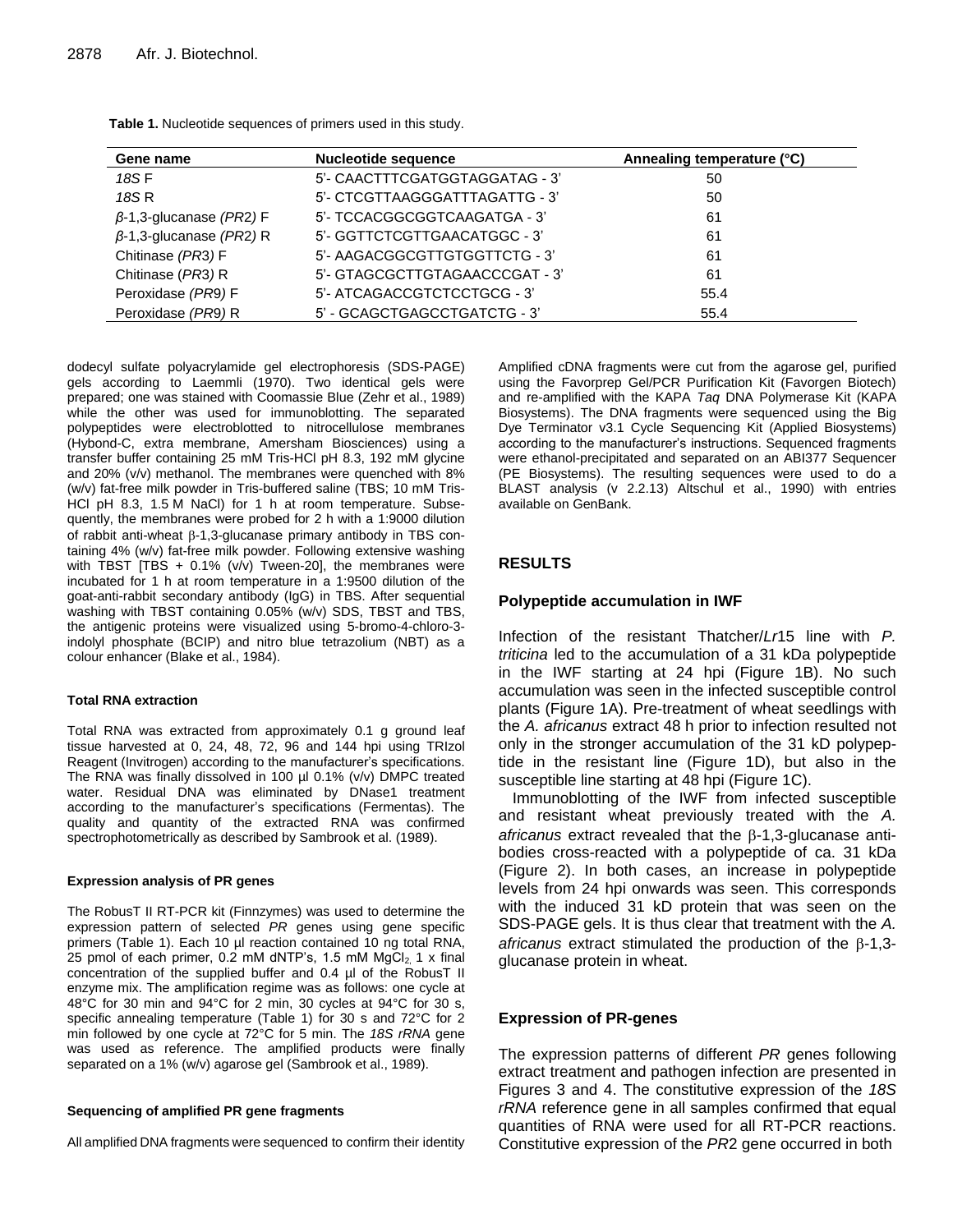**Table 1.** Nucleotide sequences of primers used in this study.

| Gene name | Nucleotide sequence | Annealing temperature (°C) |
|---|---|---|
| *18S* F | 5'- CAACTTTCGATGGTAGGATAG - 3' | 50 |
| *18S* R | 5'- CTCGTTAAGGGATTTAGATTG - 3' | 50 |
| *β*-1,3-glucanase *(PR2)* F | 5'- TCCACGGCGGTCAAGATGA - 3' | 61 |
| *β*-1,3-glucanase *(PR2)* R | 5'- GGTTCTCGTTGAACATGGC - 3' | 61 |
| Chitinase *(PR3)* F | 5'- AAGACGGCGTTGTGGTTCTG - 3' | 61 |
| Chitinase (*PR3)* R | 5'- GTAGCGCTTGTAGAACCCGAT - 3' | 61 |
| Peroxidase *(PR9)* F | 5'- ATCAGACCGTCTCCTGCG - 3' | 55.4 |
| Peroxidase *(PR9)* R | 5' - GCAGCTGAGCCTGATCTG - 3' | 55.4 |

dodecyl sulfate polyacrylamide gel electrophoresis (SDS-PAGE) gels according to Laemmli (1970). Two identical gels were prepared; one was stained with Coomassie Blue (Zehr et al., 1989) while the other was used for immunoblotting. The separated polypeptides were electroblotted to nitrocellulose membranes (Hybond-C, extra membrane, Amersham Biosciences) using a transfer buffer containing 25 mM Tris-HCl pH 8.3, 192 mM glycine and 20% (v/v) methanol. The membranes were quenched with 8% (w/v) fat-free milk powder in Tris-buffered saline (TBS; 10 mM Tris-HCl pH 8.3, 1.5 M NaCl) for 1 h at room temperature. Subsequently, the membranes were probed for 2 h with a 1:9000 dilution of rabbit anti-wheat β-1,3-glucanase primary antibody in TBS containing 4% (w/v) fat-free milk powder. Following extensive washing with TBST [TBS + 0.1% (v/v) Tween-20], the membranes were incubated for 1 h at room temperature in a 1:9500 dilution of the goat-anti-rabbit secondary antibody (IgG) in TBS. After sequential washing with TBST containing 0.05% (w/v) SDS, TBST and TBS, the antigenic proteins were visualized using 5-bromo-4-chloro-3-indolyl phosphate (BCIP) and nitro blue tetrazolium (NBT) as a colour enhancer (Blake et al., 1984).

#### Total RNA extraction

Total RNA was extracted from approximately 0.1 g ground leaf tissue harvested at 0, 24, 48, 72, 96 and 144 hpi using TRIzol Reagent (Invitrogen) according to the manufacturer's specifications. The RNA was finally dissolved in 100 µl 0.1% (v/v) DMPC treated water. Residual DNA was eliminated by DNase1 treatment according to the manufacturer's specifications (Fermentas). The quality and quantity of the extracted RNA was confirmed spectrophotometrically as described by Sambrook et al. (1989).

#### Expression analysis of PR genes

The RobusT II RT-PCR kit (Finnzymes) was used to determine the expression pattern of selected *PR* genes using gene specific primers (Table 1). Each 10 µl reaction contained 10 ng total RNA, 25 pmol of each primer, 0.2 mM dNTP's, 1.5 mM $MgCl_2$, 1 x final concentration of the supplied buffer and 0.4 µl of the RobusT II enzyme mix. The amplification regime was as follows: one cycle at 48°C for 30 min and 94°C for 2 min, 30 cycles at 94°C for 30 s, specific annealing temperature (Table 1) for 30 s and 72°C for 2 min followed by one cycle at 72°C for 5 min. The *18S rRNA* gene was used as reference. The amplified products were finally separated on a 1% (w/v) agarose gel (Sambrook et al., 1989).

#### Sequencing of amplified PR gene fragments

All amplified DNA fragments were sequenced to confirm their identity Amplified cDNA fragments were cut from the agarose gel, purified using the Favorprep Gel/PCR Purification Kit (Favorgen Biotech) and re-amplified with the KAPA *Taq* DNA Polymerase Kit (KAPA Biosystems). The DNA fragments were sequenced using the Big Dye Terminator v3.1 Cycle Sequencing Kit (Applied Biosystems) according to the manufacturer's instructions. Sequenced fragments were ethanol-precipitated and separated on an ABI377 Sequencer (PE Biosystems). The resulting sequences were used to do a BLAST analysis (v 2.2.13) Altschul et al., 1990) with entries available on GenBank.

## RESULTS

### Polypeptide accumulation in IWF

Infection of the resistant Thatcher/*Lr*15 line with *P. triticina* led to the accumulation of a 31 kDa polypeptide in the IWF starting at 24 hpi (Figure 1B). No such accumulation was seen in the infected susceptible control plants (Figure 1A). Pre-treatment of wheat seedlings with the *A. africanus* extract 48 h prior to infection resulted not only in the stronger accumulation of the 31 kD polypeptide in the resistant line (Figure 1D), but also in the susceptible line starting at 48 hpi (Figure 1C).

Immunoblotting of the IWF from infected susceptible and resistant wheat previously treated with the *A. africanus* extract revealed that the β-1,3-glucanase antibodies cross-reacted with a polypeptide of ca. 31 kDa (Figure 2). In both cases, an increase in polypeptide levels from 24 hpi onwards was seen. This corresponds with the induced 31 kD protein that was seen on the SDS-PAGE gels. It is thus clear that treatment with the *A. africanus* extract stimulated the production of the β-1,3-glucanase protein in wheat.

### Expression of PR-genes

The expression patterns of different *PR* genes following extract treatment and pathogen infection are presented in Figures 3 and 4. The constitutive expression of the *18S rRNA* reference gene in all samples confirmed that equal quantities of RNA were used for all RT-PCR reactions. Constitutive expression of the *PR*2 gene occurred in both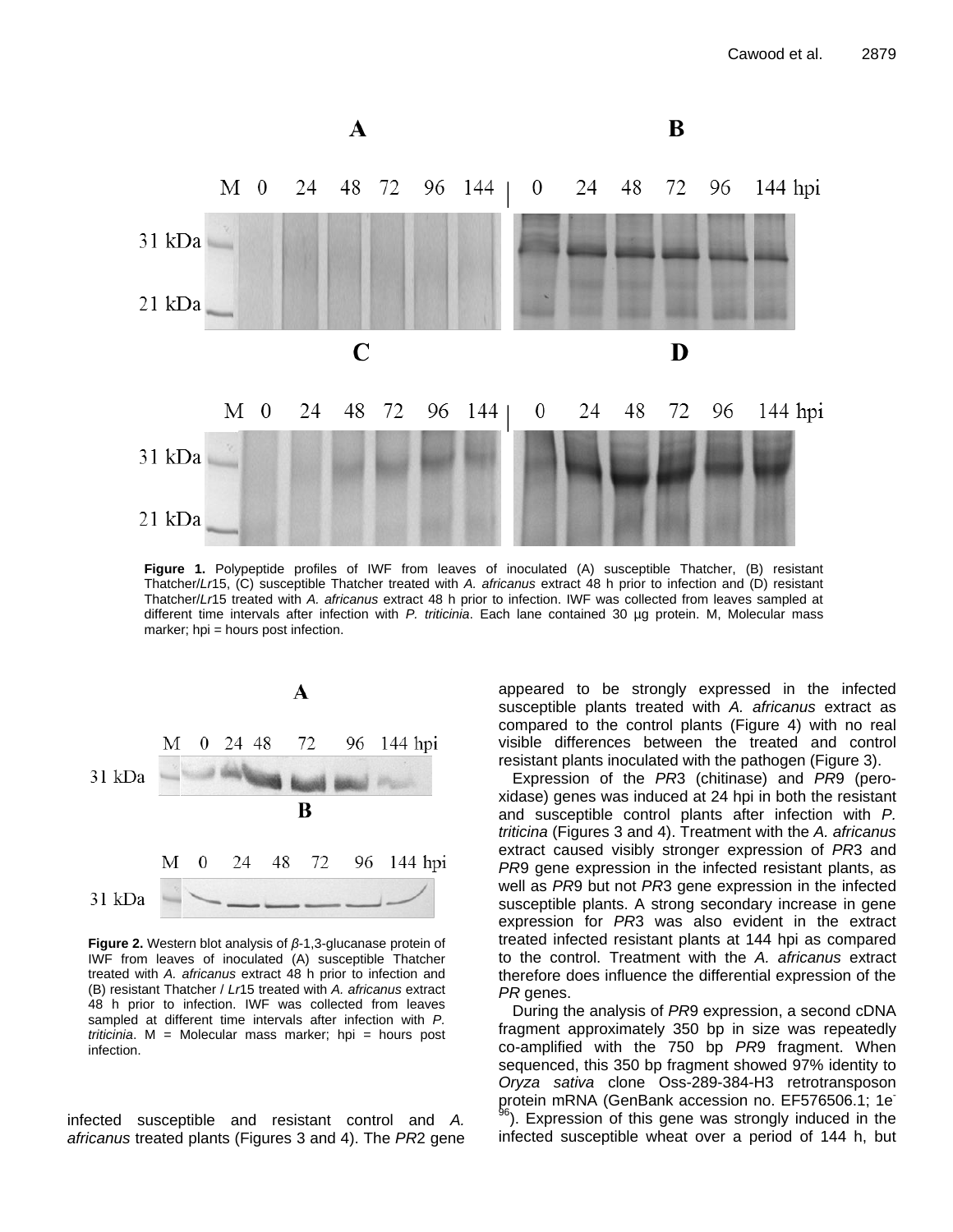Figure 1. Polypeptide profiles of IWF from leaves of inoculated (A) susceptible Thatcher, (B) resistant Thatcher/*Lr*15, (C) susceptible Thatcher treated with *A. africanus* extract 48 h prior to infection and (D) resistant Thatcher/*Lr*15 treated with *A. africanus* extract 48 h prior to infection. IWF was collected from leaves sampled at different time intervals after infection with *P. triticinia*. Each lane contained 30 µg protein. M, Molecular mass marker; hpi = hours post infection.

**Figure 2.** Western blot analysis of *β*-1,3-glucanase protein of IWF from leaves of inoculated (A) susceptible Thatcher treated with *A. africanus* extract 48 h prior to infection and (B) resistant Thatcher / *Lr*15 treated with *A. africanus* extract 48 h prior to infection. IWF was collected from leaves sampled at different time intervals after infection with *P. triticinia*. M = Molecular mass marker; hpi = hours post infection.

infected susceptible and resistant control and *A. africanus* treated plants (Figures 3 and 4). The *PR*2 gene appeared to be strongly expressed in the infected susceptible plants treated with *A. africanus* extract as compared to the control plants (Figure 4) with no real visible differences between the treated and control resistant plants inoculated with the pathogen (Figure 3).

Expression of the *PR*3 (chitinase) and *PR*9 (peroxidase) genes was induced at 24 hpi in both the resistant and susceptible control plants after infection with *P. triticina* (Figures 3 and 4). Treatment with the *A. africanus* extract caused visibly stronger expression of *PR*3 and *PR*9 gene expression in the infected resistant plants, as well as *PR*9 but not *PR*3 gene expression in the infected susceptible plants. A strong secondary increase in gene expression for *PR*3 was also evident in the extract treated infected resistant plants at 144 hpi as compared to the control. Treatment with the *A. africanus* extract therefore does influence the differential expression of the *PR* genes.

During the analysis of *PR*9 expression, a second cDNA fragment approximately 350 bp in size was repeatedly co-amplified with the 750 bp *PR*9 fragment. When sequenced, this 350 bp fragment showed 97% identity to *Oryza sativa* clone Oss-289-384-H3 retrotransposon protein mRNA (GenBank accession no. EF576506.1; $1e^{-96}$). Expression of this gene was strongly induced in the infected susceptible wheat over a period of 144 h, but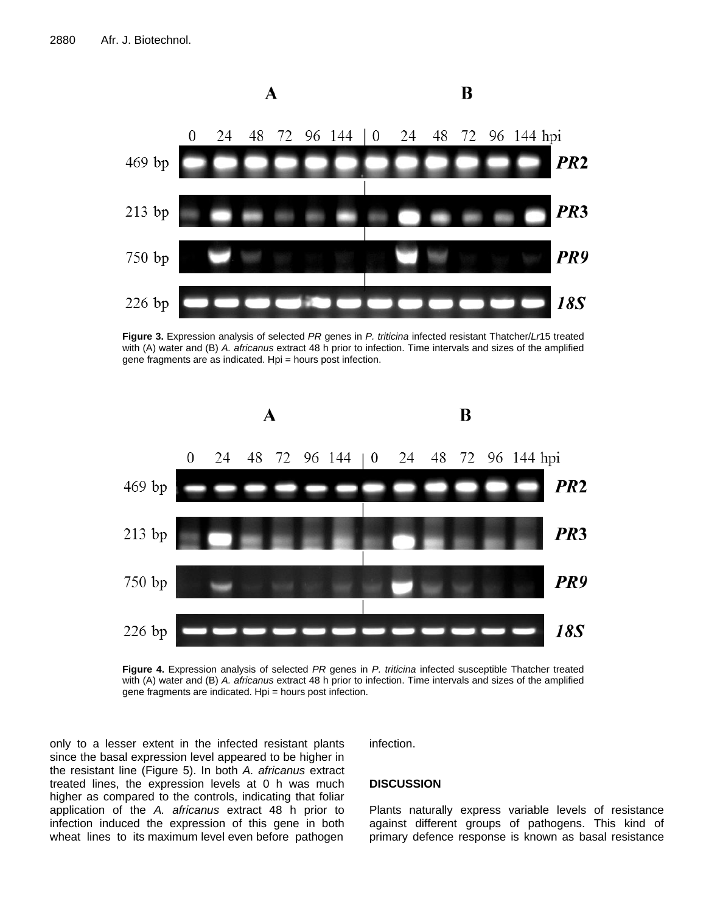**Figure 3.** Expression analysis of selected *PR* genes in *P. triticina* infected resistant Thatcher/*Lr*15 treated with (A) water and (B) *A. africanus* extract 48 h prior to infection. Time intervals and sizes of the amplified gene fragments are as indicated. Hpi = hours post infection.

**Figure 4.** Expression analysis of selected *PR* genes in *P. triticina* infected susceptible Thatcher treated with (A) water and (B) *A. africanus* extract 48 h prior to infection. Time intervals and sizes of the amplified gene fragments are indicated. Hpi = hours post infection.

only to a lesser extent in the infected resistant plants since the basal expression level appeared to be higher in the resistant line (Figure 5). In both *A. africanus* extract treated lines, the expression levels at 0 h was much higher as compared to the controls, indicating that foliar application of the *A. africanus* extract 48 h prior to infection induced the expression of this gene in both wheat lines to its maximum level even before pathogen infection.

## DISCUSSION

Plants naturally express variable levels of resistance against different groups of pathogens. This kind of primary defence response is known as basal resistance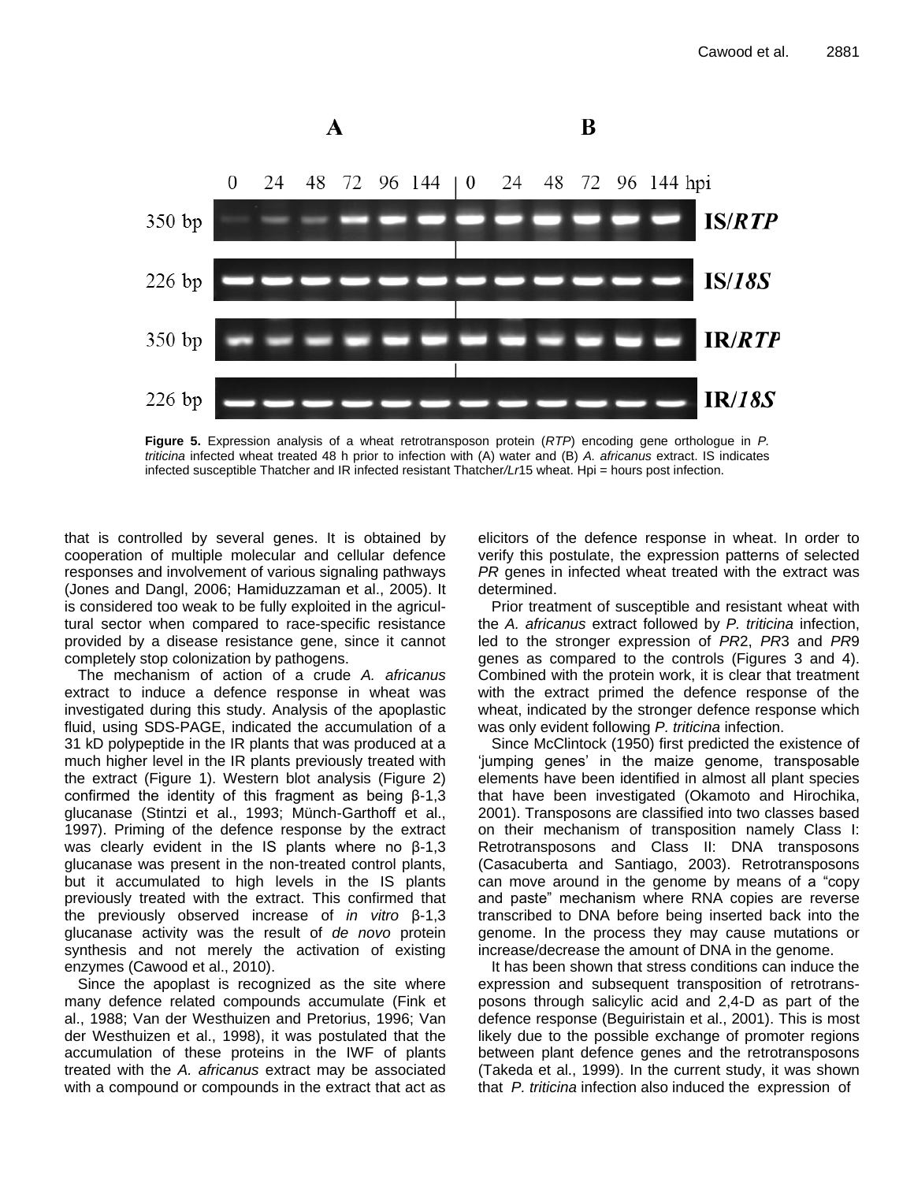Figure 5. Expression analysis of a wheat retrotransposon protein (*RTP*) encoding gene orthologue in *P. triticina* infected wheat treated 48 h prior to infection with (A) water and (B) *A. africanus* extract. IS indicates infected susceptible Thatcher and IR infected resistant Thatcher/*Lr*15 wheat. Hpi = hours post infection.

that is controlled by several genes. It is obtained by cooperation of multiple molecular and cellular defence responses and involvement of various signaling pathways (Jones and Dangl, 2006; Hamiduzzaman et al., 2005). It is considered too weak to be fully exploited in the agricultural sector when compared to race-specific resistance provided by a disease resistance gene, since it cannot completely stop colonization by pathogens.

The mechanism of action of a crude *A. africanus* extract to induce a defence response in wheat was investigated during this study. Analysis of the apoplastic fluid, using SDS-PAGE, indicated the accumulation of a 31 kD polypeptide in the IR plants that was produced at a much higher level in the IR plants previously treated with the extract (Figure 1). Western blot analysis (Figure 2) confirmed the identity of this fragment as being β-1,3 glucanase (Stintzi et al., 1993; Münch-Garthoff et al., 1997). Priming of the defence response by the extract was clearly evident in the IS plants where no β-1,3 glucanase was present in the non-treated control plants, but it accumulated to high levels in the IS plants previously treated with the extract. This confirmed that the previously observed increase of *in vitro* β-1,3 glucanase activity was the result of *de novo* protein synthesis and not merely the activation of existing enzymes (Cawood et al., 2010).

Since the apoplast is recognized as the site where many defence related compounds accumulate (Fink et al., 1988; Van der Westhuizen and Pretorius, 1996; Van der Westhuizen et al., 1998), it was postulated that the accumulation of these proteins in the IWF of plants treated with the *A. africanus* extract may be associated with a compound or compounds in the extract that act as elicitors of the defence response in wheat. In order to verify this postulate, the expression patterns of selected *PR* genes in infected wheat treated with the extract was determined.

Prior treatment of susceptible and resistant wheat with the *A. africanus* extract followed by *P. triticina* infection, led to the stronger expression of *PR*2, *PR*3 and *PR*9 genes as compared to the controls (Figures 3 and 4). Combined with the protein work, it is clear that treatment with the extract primed the defence response of the wheat, indicated by the stronger defence response which was only evident following *P. triticina* infection.

Since McClintock (1950) first predicted the existence of 'jumping genes' in the maize genome, transposable elements have been identified in almost all plant species that have been investigated (Okamoto and Hirochika, 2001). Transposons are classified into two classes based on their mechanism of transposition namely Class I: Retrotransposons and Class II: DNA transposons (Casacuberta and Santiago, 2003). Retrotransposons can move around in the genome by means of a "copy and paste" mechanism where RNA copies are reverse transcribed to DNA before being inserted back into the genome. In the process they may cause mutations or increase/decrease the amount of DNA in the genome.

It has been shown that stress conditions can induce the expression and subsequent transposition of retrotransposons through salicylic acid and 2,4-D as part of the defence response (Beguiristain et al., 2001). This is most likely due to the possible exchange of promoter regions between plant defence genes and the retrotransposons (Takeda et al., 1999). In the current study, it was shown that *P. triticina* infection also induced the expression of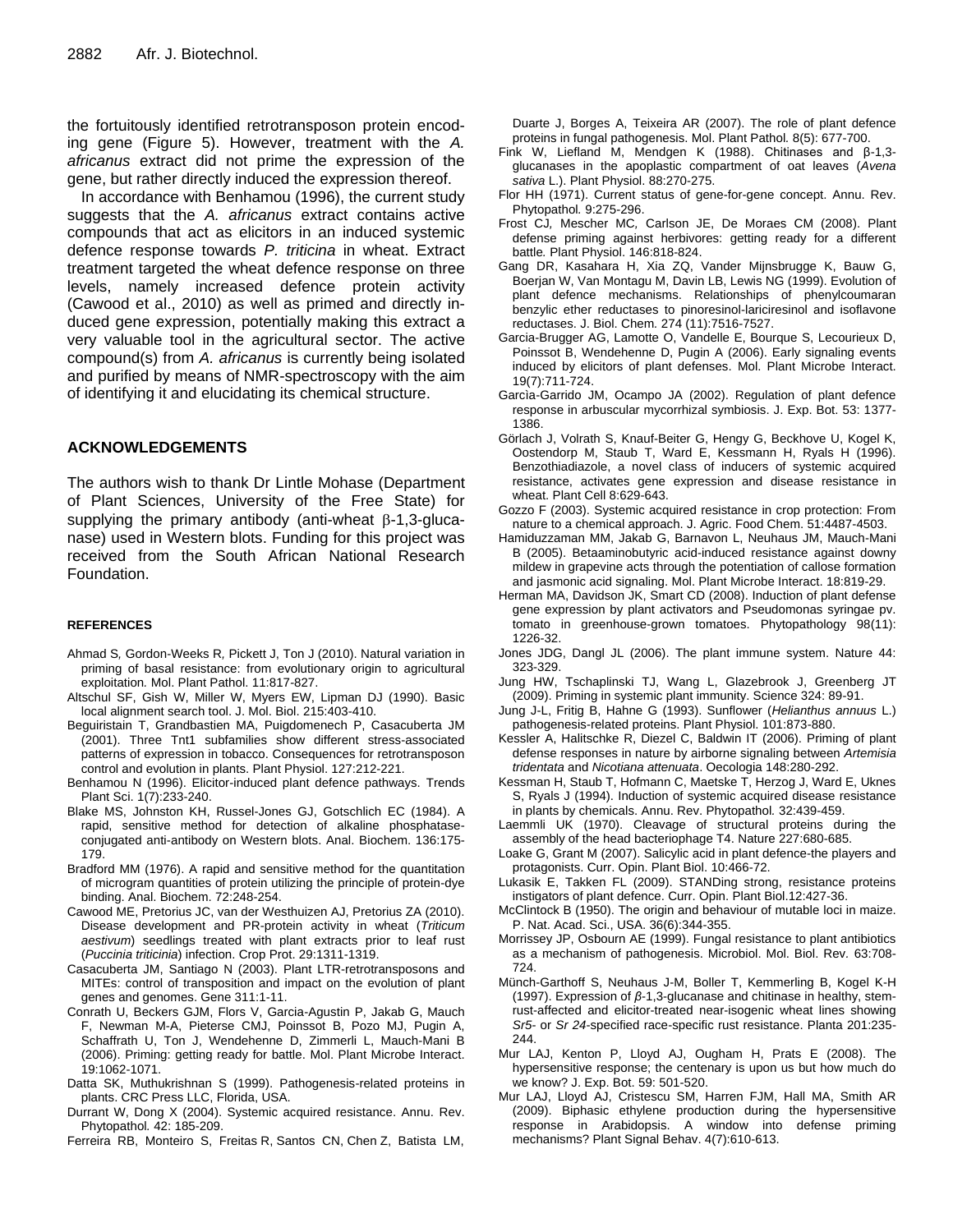the fortuitously identified retrotransposon protein encoding gene (Figure 5). However, treatment with the *A. africanus* extract did not prime the expression of the gene, but rather directly induced the expression thereof.

In accordance with Benhamou (1996), the current study suggests that the *A. africanus* extract contains active compounds that act as elicitors in an induced systemic defence response towards *P. triticina* in wheat. Extract treatment targeted the wheat defence response on three levels, namely increased defence protein activity (Cawood et al., 2010) as well as primed and directly induced gene expression, potentially making this extract a very valuable tool in the agricultural sector. The active compound(s) from *A. africanus* is currently being isolated and purified by means of NMR-spectroscopy with the aim of identifying it and elucidating its chemical structure.

## ACKNOWLEDGEMENTS

The authors wish to thank Dr Lintle Mohase (Department of Plant Sciences, University of the Free State) for supplying the primary antibody (anti-wheat β-1,3-glucanase) used in Western blots. Funding for this project was received from the South African National Research Foundation.

## REFERENCES

Ahmad S, Gordon-Weeks R, Pickett J, Ton J (2010). Natural variation in priming of basal resistance: from evolutionary origin to agricultural exploitation. Mol. Plant Pathol. 11:817-827.

Altschul SF, Gish W, Miller W, Myers EW, Lipman DJ (1990). Basic local alignment search tool. J. Mol. Biol. 215:403-410.

Beguiristain T, Grandbastien MA, Puigdomenech P, Casacuberta JM (2001). Three Tnt1 subfamilies show different stress-associated patterns of expression in tobacco. Consequences for retrotransposon control and evolution in plants. Plant Physiol. 127:212-221.

Benhamou N (1996). Elicitor-induced plant defence pathways. Trends Plant Sci. 1(7):233-240.

Blake MS, Johnston KH, Russel-Jones GJ, Gotschlich EC (1984). A rapid, sensitive method for detection of alkaline phosphatase-conjugated anti-antibody on Western blots. Anal. Biochem. 136:175-179.

Bradford MM (1976). A rapid and sensitive method for the quantitation of microgram quantities of protein utilizing the principle of protein-dye binding. Anal. Biochem. 72:248-254.

Cawood ME, Pretorius JC, van der Westhuizen AJ, Pretorius ZA (2010). Disease development and PR-protein activity in wheat (*Triticum aestivum*) seedlings treated with plant extracts prior to leaf rust (*Puccinia triticinia*) infection. Crop Prot. 29:1311-1319.

Casacuberta JM, Santiago N (2003). Plant LTR-retrotransposons and MITEs: control of transposition and impact on the evolution of plant genes and genomes. Gene 311:1-11.

Conrath U, Beckers GJM, Flors V, Garcia-Agustin P, Jakab G, Mauch F, Newman M-A, Pieterse CMJ, Poinssot B, Pozo MJ, Pugin A, Schaffrath U, Ton J, Wendehenne D, Zimmerli L, Mauch-Mani B (2006). Priming: getting ready for battle. Mol. Plant Microbe Interact. 19:1062-1071.

Datta SK, Muthukrishnan S (1999). Pathogenesis-related proteins in plants. CRC Press LLC, Florida, USA.

Durrant W, Dong X (2004). Systemic acquired resistance. Annu. Rev. Phytopathol. 42: 185-209.

Ferreira RB, Monteiro S, Freitas R, Santos CN, Chen Z, Batista LM, Duarte J, Borges A, Teixeira AR (2007). The role of plant defence proteins in fungal pathogenesis. Mol. Plant Pathol. 8(5): 677-700.

Fink W, Liefland M, Mendgen K (1988). Chitinases and β-1,3-glucanases in the apoplastic compartment of oat leaves (*Avena sativa* L.). Plant Physiol. 88:270-275.

Flor HH (1971). Current status of gene-for-gene concept. Annu. Rev. Phytopathol. 9:275-296.

Frost CJ, Mescher MC, Carlson JE, De Moraes CM (2008). Plant defense priming against herbivores: getting ready for a different battle. Plant Physiol. 146:818-824.

Gang DR, Kasahara H, Xia ZQ, Vander Mijnsbrugge K, Bauw G, Boerjan W, Van Montagu M, Davin LB, Lewis NG (1999). Evolution of plant defence mechanisms. Relationships of phenylcoumaran benzylic ether reductases to pinoresinol-lariciresinol and isoflavone reductases. J. Biol. Chem. 274 (11):7516-7527.

Garcia-Brugger AG, Lamotte O, Vandelle E, Bourque S, Lecourieux D, Poinssot B, Wendehenne D, Pugin A (2006). Early signaling events induced by elicitors of plant defenses. Mol. Plant Microbe Interact. 19(7):711-724.

Garcìa-Garrido JM, Ocampo JA (2002). Regulation of plant defence response in arbuscular mycorrhizal symbiosis. J. Exp. Bot. 53: 1377-1386.

Görlach J, Volrath S, Knauf-Beiter G, Hengy G, Beckhove U, Kogel K, Oostendorp M, Staub T, Ward E, Kessmann H, Ryals H (1996). Benzothiadiazole, a novel class of inducers of systemic acquired resistance, activates gene expression and disease resistance in wheat. Plant Cell 8:629-643.

Gozzo F (2003). Systemic acquired resistance in crop protection: From nature to a chemical approach. J. Agric. Food Chem. 51:4487-4503.

Hamiduzzaman MM, Jakab G, Barnavon L, Neuhaus JM, Mauch-Mani B (2005). Betaaminobutyric acid-induced resistance against downy mildew in grapevine acts through the potentiation of callose formation and jasmonic acid signaling. Mol. Plant Microbe Interact. 18:819-29.

Herman MA, Davidson JK, Smart CD (2008). Induction of plant defense gene expression by plant activators and Pseudomonas syringae pv. tomato in greenhouse-grown tomatoes. Phytopathology 98(11): 1226-32.

Jones JDG, Dangl JL (2006). The plant immune system. Nature 44: 323-329.

Jung HW, Tschaplinski TJ, Wang L, Glazebrook J, Greenberg JT (2009). Priming in systemic plant immunity. Science 324: 89-91.

Jung J-L, Fritig B, Hahne G (1993). Sunflower (*Helianthus annuus* L.) pathogenesis-related proteins. Plant Physiol. 101:873-880.

Kessler A, Halitschke R, Diezel C, Baldwin IT (2006). Priming of plant defense responses in nature by airborne signaling between *Artemisia tridentata* and *Nicotiana attenuata*. Oecologia 148:280-292.

Kessman H, Staub T, Hofmann C, Maetske T, Herzog J, Ward E, Uknes S, Ryals J (1994). Induction of systemic acquired disease resistance in plants by chemicals. Annu. Rev. Phytopathol. 32:439-459.

Laemmli UK (1970). Cleavage of structural proteins during the assembly of the head bacteriophage T4. Nature 227:680-685.

Loake G, Grant M (2007). Salicylic acid in plant defence-the players and protagonists. Curr. Opin. Plant Biol. 10:466-72.

Lukasik E, Takken FL (2009). STANDing strong, resistance proteins instigators of plant defence. Curr. Opin. Plant Biol.12:427-36.

McClintock B (1950). The origin and behaviour of mutable loci in maize. P. Nat. Acad. Sci., USA. 36(6):344-355.

Morrissey JP, Osbourn AE (1999). Fungal resistance to plant antibiotics as a mechanism of pathogenesis. Microbiol. Mol. Biol. Rev. 63:708-724.

Münch-Garthoff S, Neuhaus J-M, Boller T, Kemmerling B, Kogel K-H (1997). Expression of *β*-1,3-glucanase and chitinase in healthy, stem-rust-affected and elicitor-treated near-isogenic wheat lines showing *Sr5*- or *Sr 24*-specified race-specific rust resistance. Planta 201:235-244.

Mur LAJ, Kenton P, Lloyd AJ, Ougham H, Prats E (2008). The hypersensitive response; the centenary is upon us but how much do we know? J. Exp. Bot. 59: 501-520.

Mur LAJ, Lloyd AJ, Cristescu SM, Harren FJM, Hall MA, Smith AR (2009). Biphasic ethylene production during the hypersensitive response in Arabidopsis. A window into defense priming mechanisms? Plant Signal Behav. 4(7):610-613.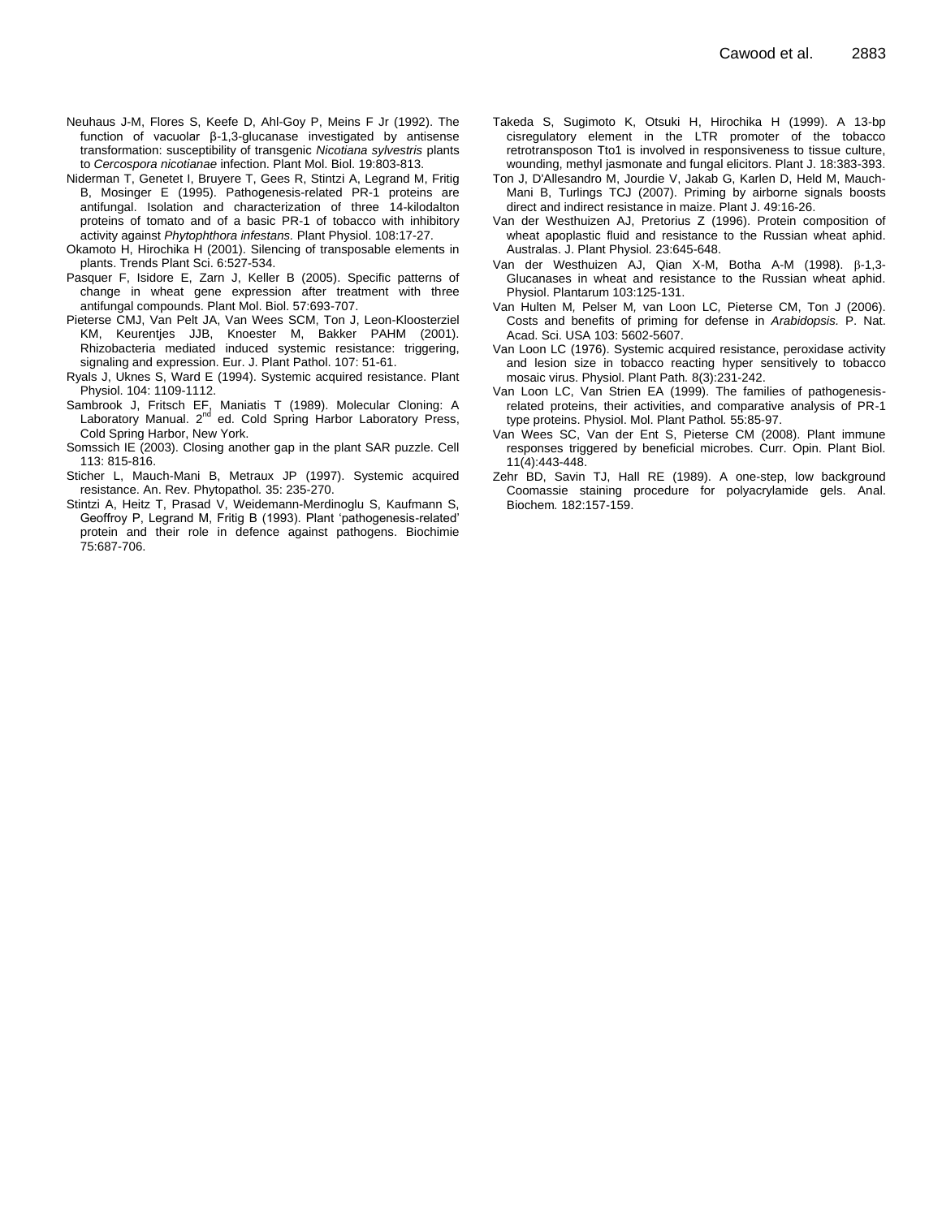Neuhaus J-M, Flores S, Keefe D, Ahl-Goy P, Meins F Jr (1992). The function of vacuolar β-1,3-glucanase investigated by antisense transformation: susceptibility of transgenic *Nicotiana sylvestris* plants to *Cercospora nicotianae* infection. Plant Mol. Biol. 19:803-813.

Niderman T, Genetet I, Bruyere T, Gees R, Stintzi A, Legrand M, Fritig B, Mosinger E (1995). Pathogenesis-related PR-1 proteins are antifungal. Isolation and characterization of three 14-kilodalton proteins of tomato and of a basic PR-1 of tobacco with inhibitory activity against *Phytophthora infestans*. Plant Physiol. 108:17-27.

Okamoto H, Hirochika H (2001). Silencing of transposable elements in plants. Trends Plant Sci. 6:527-534.

Pasquer F, Isidore E, Zarn J, Keller B (2005). Specific patterns of change in wheat gene expression after treatment with three antifungal compounds. Plant Mol. Biol. 57:693-707.

Pieterse CMJ, Van Pelt JA, Van Wees SCM, Ton J, Leon-Kloosterziel KM, Keurentjes JJB, Knoester M, Bakker PAHM (2001). Rhizobacteria mediated induced systemic resistance: triggering, signaling and expression. Eur. J. Plant Pathol. 107: 51-61.

Ryals J, Uknes S, Ward E (1994). Systemic acquired resistance. Plant Physiol. 104: 1109-1112.

Sambrook J, Fritsch EF, Maniatis T (1989). Molecular Cloning: A Laboratory Manual. 2nd ed. Cold Spring Harbor Laboratory Press, Cold Spring Harbor, New York.

Somssich IE (2003). Closing another gap in the plant SAR puzzle. Cell 113: 815-816.

Sticher L, Mauch-Mani B, Metraux JP (1997). Systemic acquired resistance. An. Rev. Phytopathol. 35: 235-270.

Stintzi A, Heitz T, Prasad V, Weidemann-Merdinoglu S, Kaufmann S, Geoffroy P, Legrand M, Fritig B (1993). Plant 'pathogenesis-related' protein and their role in defence against pathogens. Biochimie 75:687-706.

Takeda S, Sugimoto K, Otsuki H, Hirochika H (1999). A 13-bp cisregulatory element in the LTR promoter of the tobacco retrotransposon Tto1 is involved in responsiveness to tissue culture, wounding, methyl jasmonate and fungal elicitors. Plant J. 18:383-393.

Ton J, D'Allesandro M, Jourdie V, Jakab G, Karlen D, Held M, Mauch-Mani B, Turlings TCJ (2007). Priming by airborne signals boosts direct and indirect resistance in maize. Plant J. 49:16-26.

Van der Westhuizen AJ, Pretorius Z (1996). Protein composition of wheat apoplastic fluid and resistance to the Russian wheat aphid. Australas. J. Plant Physiol. 23:645-648.

Van der Westhuizen AJ, Qian X-M, Botha A-M (1998). β-1,3-Glucanases in wheat and resistance to the Russian wheat aphid. Physiol. Plantarum 103:125-131.

Van Hulten M, Pelser M, van Loon LC, Pieterse CM, Ton J (2006). Costs and benefits of priming for defense in *Arabidopsis.* P. Nat. Acad. Sci. USA 103: 5602-5607.

Van Loon LC (1976). Systemic acquired resistance, peroxidase activity and lesion size in tobacco reacting hyper sensitively to tobacco mosaic virus. Physiol. Plant Path. 8(3):231-242.

Van Loon LC, Van Strien EA (1999). The families of pathogenesis-related proteins, their activities, and comparative analysis of PR-1 type proteins. Physiol. Mol. Plant Pathol. 55:85-97.

Van Wees SC, Van der Ent S, Pieterse CM (2008). Plant immune responses triggered by beneficial microbes. Curr. Opin. Plant Biol. 11(4):443-448.

Zehr BD, Savin TJ, Hall RE (1989). A one-step, low background Coomassie staining procedure for polyacrylamide gels. Anal. Biochem. 182:157-159.